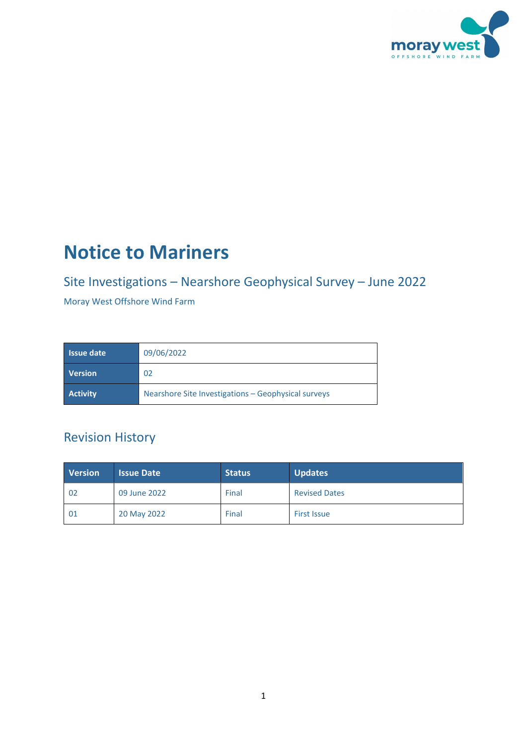# Notice to Mariners

## Site Investigations – Nearshore Geophysical Survey – June 2022

Moray West Offshore Wind Farm

| Issue date | 09/06/2022 |
|---|---|
| Version | 02 |
| Activity | Nearshore Site Investigations – Geophysical surveys |

## Revision History

| Version | Issue Date | Status | Updates |
|---|---|---|---|
| 02 | 09 June 2022 | Final | Revised Dates |
| 01 | 20 May 2022 | Final | First Issue |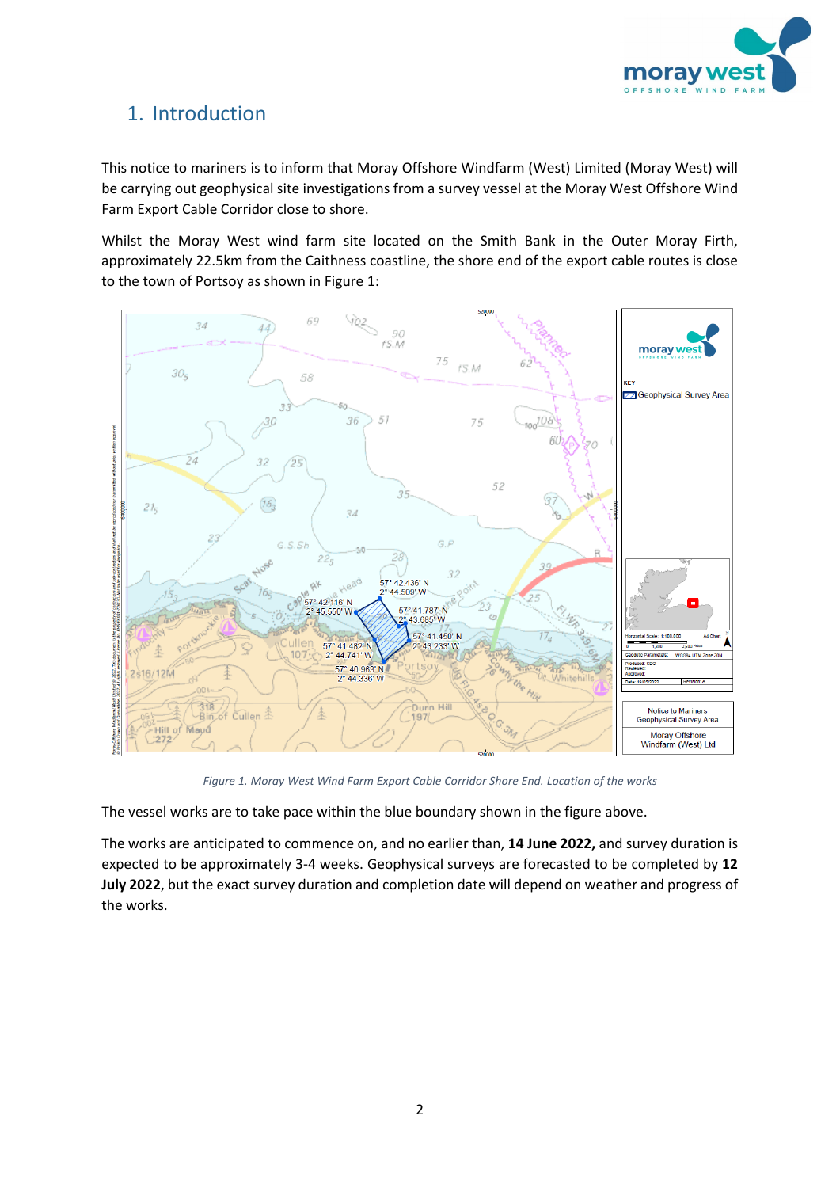# 1. Introduction

This notice to mariners is to inform that Moray Offshore Windfarm (West) Limited (Moray West) will be carrying out geophysical site investigations from a survey vessel at the Moray West Offshore Wind Farm Export Cable Corridor close to shore.

Whilst the Moray West wind farm site located on the Smith Bank in the Outer Moray Firth, approximately 22.5km from the Caithness coastline, the shore end of the export cable routes is close to the town of Portsoy as shown in Figure 1:

*Figure 1. Moray West Wind Farm Export Cable Corridor Shore End. Location of the works*

The vessel works are to take pace within the blue boundary shown in the figure above.

The works are anticipated to commence on, and no earlier than, **14 June 2022,** and survey duration is expected to be approximately 3-4 weeks. Geophysical surveys are forecasted to be completed by **12 July 2022**, but the exact survey duration and completion date will depend on weather and progress of the works.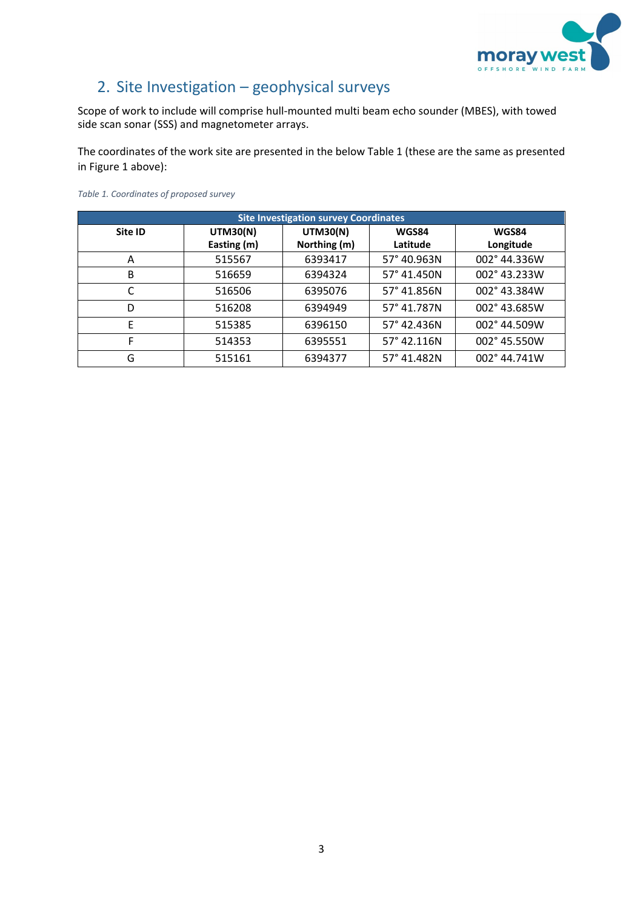## 2. Site Investigation – geophysical surveys

Scope of work to include will comprise hull-mounted multi beam echo sounder (MBES), with towed side scan sonar (SSS) and magnetometer arrays.

The coordinates of the work site are presented in the below Table 1 (these are the same as presented in Figure 1 above):

*Table 1. Coordinates of proposed survey*

| Site Investigation survey Coordinates | | | | |
|---|---|---|---|---|
| **Site ID** | **UTM30(N) Easting (m)** | **UTM30(N) Northing (m)** | **WGS84 Latitude** | **WGS84 Longitude** |
| A | 515567 | 6393417 | 57° 40.963N | 002° 44.336W |
| B | 516659 | 6394324 | 57° 41.450N | 002° 43.233W |
| C | 516506 | 6395076 | 57° 41.856N | 002° 43.384W |
| D | 516208 | 6394949 | 57° 41.787N | 002° 43.685W |
| E | 515385 | 6396150 | 57° 42.436N | 002° 44.509W |
| F | 514353 | 6395551 | 57° 42.116N | 002° 45.550W |
| G | 515161 | 6394377 | 57° 41.482N | 002° 44.741W |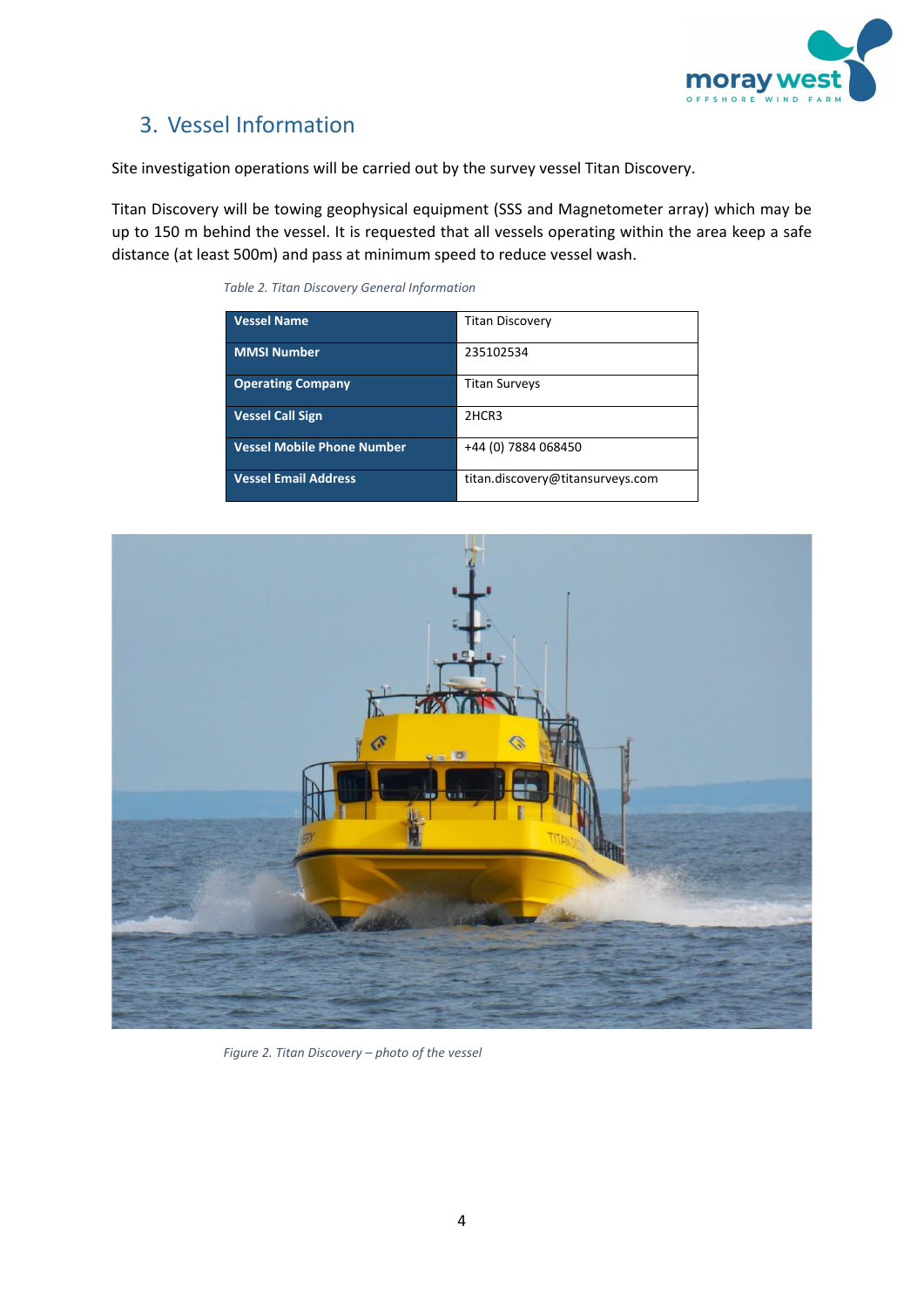## 3. Vessel Information

Site investigation operations will be carried out by the survey vessel Titan Discovery.

Titan Discovery will be towing geophysical equipment (SSS and Magnetometer array) which may be up to 150 m behind the vessel. It is requested that all vessels operating within the area keep a safe distance (at least 500m) and pass at minimum speed to reduce vessel wash.

*Table 2. Titan Discovery General Information*

| **Vessel Name** | Titan Discovery |
|---|---|
| **MMSI Number** | 235102534 |
| **Operating Company** | Titan Surveys |
| **Vessel Call Sign** | 2HCR3 |
| **Vessel Mobile Phone Number** | +44 (0) 7884 068450 |
| **Vessel Email Address** | titan.discovery@titansurveys.com |

*Figure 2. Titan Discovery – photo of the vessel*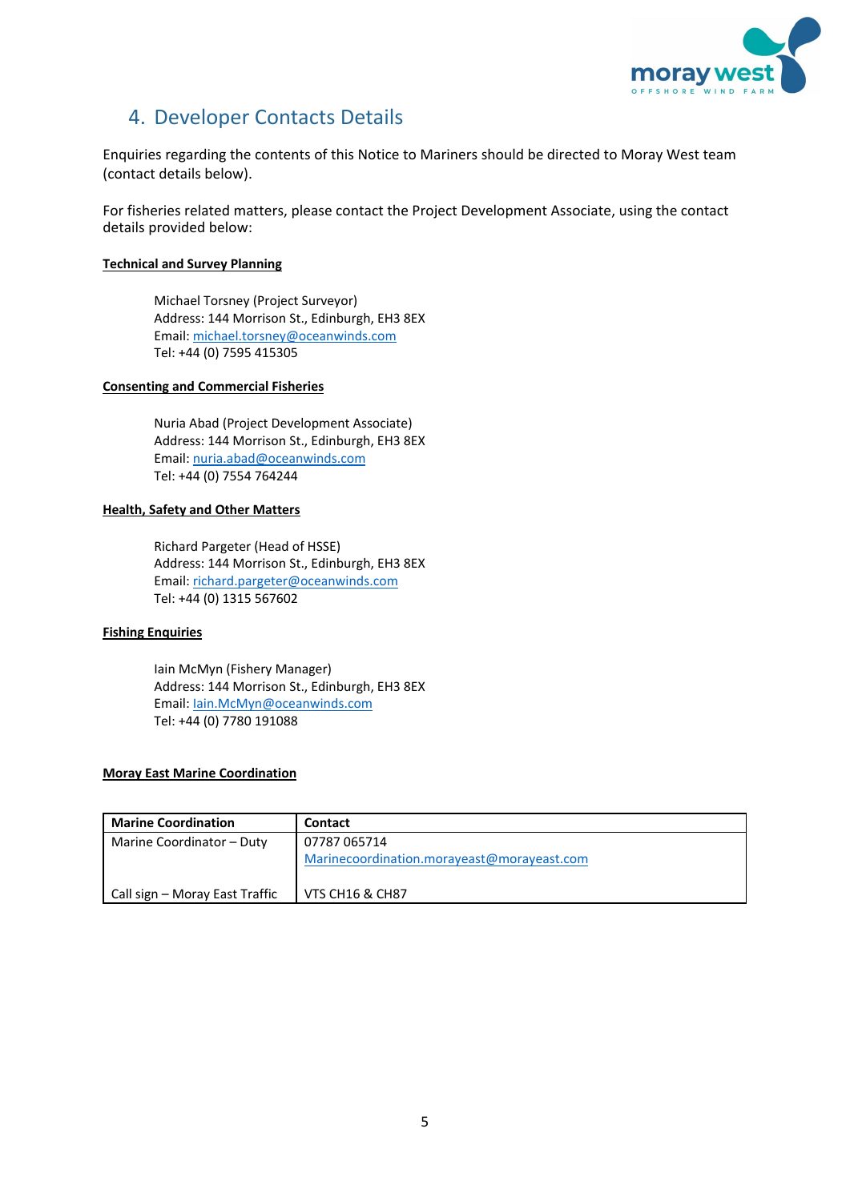## 4. Developer Contacts Details

Enquiries regarding the contents of this Notice to Mariners should be directed to Moray West team (contact details below).

For fisheries related matters, please contact the Project Development Associate, using the contact details provided below:

**Technical and Survey Planning**

Michael Torsney (Project Surveyor)
Address: 144 Morrison St., Edinburgh, EH3 8EX
Email: michael.torsney@oceanwinds.com
Tel: +44 (0) 7595 415305

**Consenting and Commercial Fisheries**

Nuria Abad (Project Development Associate)
Address: 144 Morrison St., Edinburgh, EH3 8EX
Email: nuria.abad@oceanwinds.com
Tel: +44 (0) 7554 764244

**Health, Safety and Other Matters**

Richard Pargeter (Head of HSSE)
Address: 144 Morrison St., Edinburgh, EH3 8EX
Email: richard.pargeter@oceanwinds.com
Tel: +44 (0) 1315 567602

**Fishing Enquiries**

Iain McMyn (Fishery Manager)
Address: 144 Morrison St., Edinburgh, EH3 8EX
Email: Iain.McMyn@oceanwinds.com
Tel: +44 (0) 7780 191088

**Moray East Marine Coordination**

| Marine Coordination | Contact |
|---|---|
| Marine Coordinator – Duty | 07787 065714<br>Marinecoordination.morayeast@morayeast.com |
| Call sign – Moray East Traffic | VTS CH16 & CH87 |